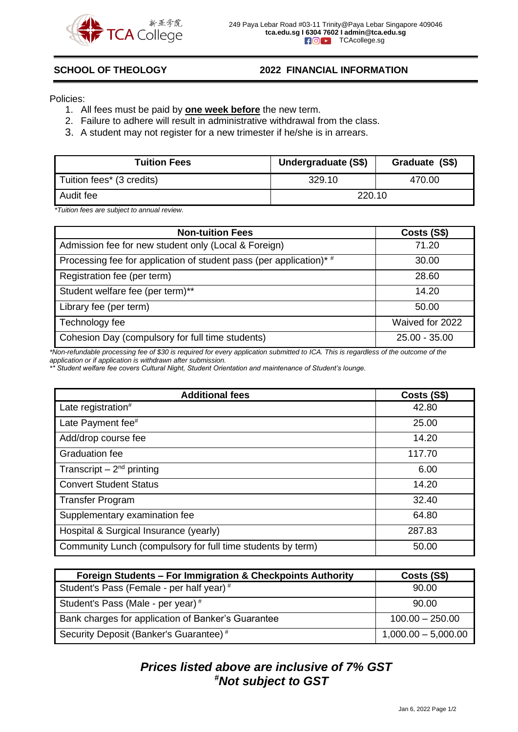新亞學院 TCA College

249 Paya Lebar Road #03-11 Trinity@Paya Lebar Singapore 409046
**tca.edu.sg I 6304 7602 I admin@tca.edu.sg**
TCAcollege.sg

## SCHOOL OF THEOLOGY — 2022 FINANCIAL INFORMATION

Policies:

1. All fees must be paid by **one week before** the new term.
2. Failure to adhere will result in administrative withdrawal from the class.
3. A student may not register for a new trimester if he/she is in arrears.

| Tuition Fees | Undergraduate (S$) | Graduate (S$) |
|---|---|---|
| Tuition fees* (3 credits) | 329.10 | 470.00 |
| Audit fee | 220.10 | |

*Tuition fees are subject to annual review.*

| Non-tuition Fees | Costs (S$) |
|---|---|
| Admission fee for new student only (Local & Foreign) | 71.20 |
| Processing fee for application of student pass (per application)* # | 30.00 |
| Registration fee (per term) | 28.60 |
| Student welfare fee (per term)** | 14.20 |
| Library fee (per term) | 50.00 |
| Technology fee | Waived for 2022 |
| Cohesion Day (compulsory for full time students) | 25.00 - 35.00 |

*\*Non-refundable processing fee of $30 is required for every application submitted to ICA. This is regardless of the outcome of the application or if application is withdrawn after submission.*
*\*\* Student welfare fee covers Cultural Night, Student Orientation and maintenance of Student's lounge.*

| Additional fees | Costs (S$) |
|---|---|
| Late registration# | 42.80 |
| Late Payment fee# | 25.00 |
| Add/drop course fee | 14.20 |
| Graduation fee | 117.70 |
| Transcript – 2nd printing | 6.00 |
| Convert Student Status | 14.20 |
| Transfer Program | 32.40 |
| Supplementary examination fee | 64.80 |
| Hospital & Surgical Insurance (yearly) | 287.83 |
| Community Lunch (compulsory for full time students by term) | 50.00 |

| Foreign Students – For Immigration & Checkpoints Authority | Costs (S$) |
|---|---|
| Student's Pass (Female - per half year) # | 90.00 |
| Student's Pass (Male - per year) # | 90.00 |
| Bank charges for application of Banker's Guarantee | 100.00 – 250.00 |
| Security Deposit (Banker's Guarantee) # | 1,000.00 – 5,000.00 |

***Prices listed above are inclusive of 7% GST***
***#Not subject to GST***

Jan 6, 2022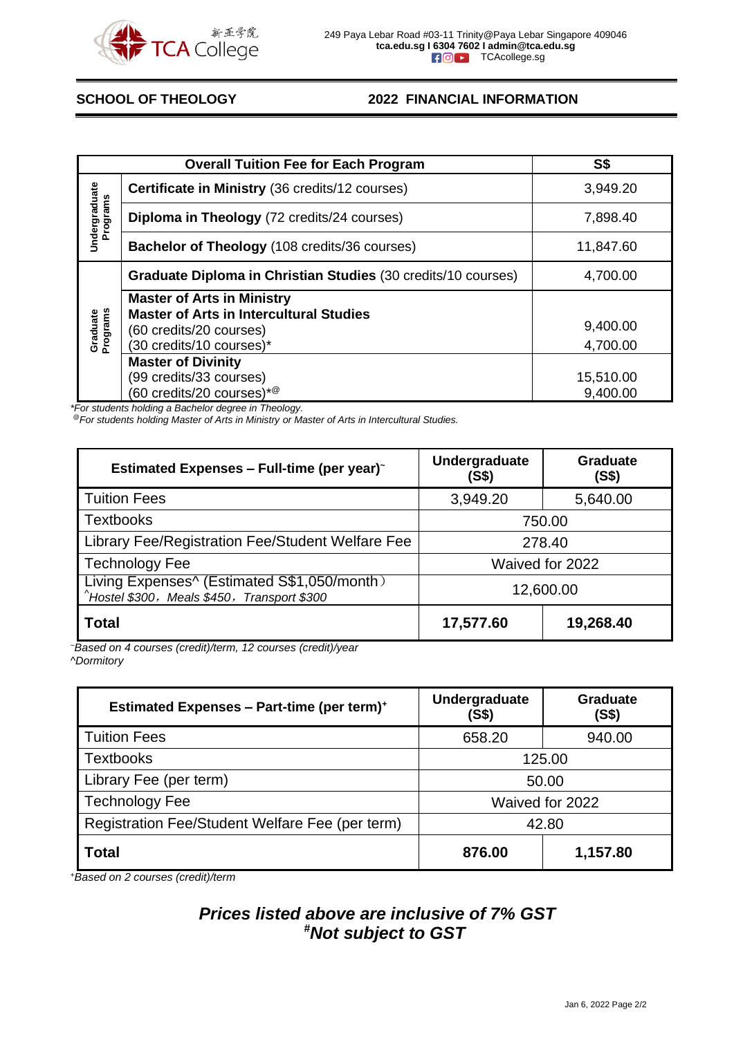249 Paya Lebar Road #03-11 Trinity@Paya Lebar Singapore 409046
**tca.edu.sg I 6304 7602 I admin@tca.edu.sg**
TCAcollege.sg

**SCHOOL OF THEOLOGY** **2022 FINANCIAL INFORMATION**

| Overall Tuition Fee for Each Program | | S$ |
|---|---|---|
| Undergraduate Programs | **Certificate in Ministry** (36 credits/12 courses) | 3,949.20 |
| | **Diploma in Theology** (72 credits/24 courses) | 7,898.40 |
| | **Bachelor of Theology** (108 credits/36 courses) | 11,847.60 |
| Graduate Programs | **Graduate Diploma in Christian Studies** (30 credits/10 courses) | 4,700.00 |
| | **Master of Arts in Ministry** **Master of Arts in Intercultural Studies** (60 credits/20 courses) (30 credits/10 courses)* | 9,400.00 4,700.00 |
| | **Master of Divinity** (99 credits/33 courses) (60 credits/20 courses)*@ | 15,510.00 9,400.00 |

*\*For students holding a Bachelor degree in Theology.*
*@For students holding Master of Arts in Ministry or Master of Arts in Intercultural Studies.*

| Estimated Expenses – Full-time (per year)~ | Undergraduate (S$) | Graduate (S$) |
|---|---|---|
| Tuition Fees | 3,949.20 | 5,640.00 |
| Textbooks | 750.00 | |
| Library Fee/Registration Fee/Student Welfare Fee | 278.40 | |
| Technology Fee | Waived for 2022 | |
| Living Expenses^ (Estimated S$1,050/month) ^Hostel $300, Meals $450, Transport $300 | 12,600.00 | |
| **Total** | **17,577.60** | **19,268.40** |

*~Based on 4 courses (credit)/term, 12 courses (credit)/year*
*^Dormitory*

| Estimated Expenses – Part-time (per term)+ | Undergraduate (S$) | Graduate (S$) |
|---|---|---|
| Tuition Fees | 658.20 | 940.00 |
| Textbooks | 125.00 | |
| Library Fee (per term) | 50.00 | |
| Technology Fee | Waived for 2022 | |
| Registration Fee/Student Welfare Fee (per term) | 42.80 | |
| **Total** | **876.00** | **1,157.80** |

*+Based on 2 courses (credit)/term*

***Prices listed above are inclusive of 7% GST***
***#Not subject to GST***

Jan 6, 2022